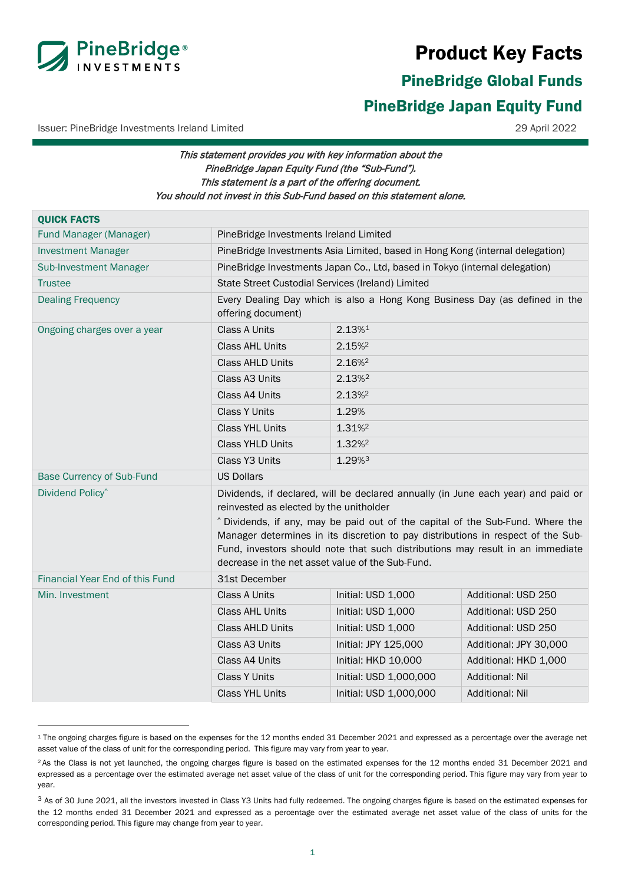# Product Key Facts

## PineBridge Global Funds

## PineBridge Japan Equity Fund

Issuer: PineBridge Investments Ireland Limited

29 April 2022

*This statement provides you with key information about the PineBridge Japan Equity Fund (the "Sub-Fund").*
*This statement is a part of the offering document.*
*You should not invest in this Sub-Fund based on this statement alone.*

| **QUICK FACTS** | | | |
|---|---|---|---|
| Fund Manager (Manager) | PineBridge Investments Ireland Limited | | |
| Investment Manager | PineBridge Investments Asia Limited, based in Hong Kong (internal delegation) | | |
| Sub-Investment Manager | PineBridge Investments Japan Co., Ltd, based in Tokyo (internal delegation) | | |
| Trustee | State Street Custodial Services (Ireland) Limited | | |
| Dealing Frequency | Every Dealing Day which is also a Hong Kong Business Day (as defined in the offering document) | | |
| Ongoing charges over a year | Class A Units | 2.13%[1] | |
| | Class AHL Units | 2.15%[2] | |
| | Class AHLD Units | 2.16%[2] | |
| | Class A3 Units | 2.13%[2] | |
| | Class A4 Units | 2.13%[2] | |
| | Class Y Units | 1.29% | |
| | Class YHL Units | 1.31%[2] | |
| | Class YHLD Units | 1.32%[2] | |
| | Class Y3 Units | 1.29%[3] | |
| Base Currency of Sub-Fund | US Dollars | | |
| Dividend Policy^ | Dividends, if declared, will be declared annually (in June each year) and paid or reinvested as elected by the unitholder<br>^ Dividends, if any, may be paid out of the capital of the Sub-Fund. Where the Manager determines in its discretion to pay distributions in respect of the Sub-Fund, investors should note that such distributions may result in an immediate decrease in the net asset value of the Sub-Fund. | | |
| Financial Year End of this Fund | 31st December | | |
| Min. Investment | Class A Units | Initial: USD 1,000 | Additional: USD 250 |
| | Class AHL Units | Initial: USD 1,000 | Additional: USD 250 |
| | Class AHLD Units | Initial: USD 1,000 | Additional: USD 250 |
| | Class A3 Units | Initial: JPY 125,000 | Additional: JPY 30,000 |
| | Class A4 Units | Initial: HKD 10,000 | Additional: HKD 1,000 |
| | Class Y Units | Initial: USD 1,000,000 | Additional: Nil |
| | Class YHL Units | Initial: USD 1,000,000 | Additional: Nil |

[1] The ongoing charges figure is based on the expenses for the 12 months ended 31 December 2021 and expressed as a percentage over the average net asset value of the class of unit for the corresponding period. This figure may vary from year to year.

[2] As the Class is not yet launched, the ongoing charges figure is based on the estimated expenses for the 12 months ended 31 December 2021 and expressed as a percentage over the estimated average net asset value of the class of unit for the corresponding period. This figure may vary from year to year.

[3] As of 30 June 2021, all the investors invested in Class Y3 Units had fully redeemed. The ongoing charges figure is based on the estimated expenses for the 12 months ended 31 December 2021 and expressed as a percentage over the estimated average net asset value of the class of units for the corresponding period. This figure may change from year to year.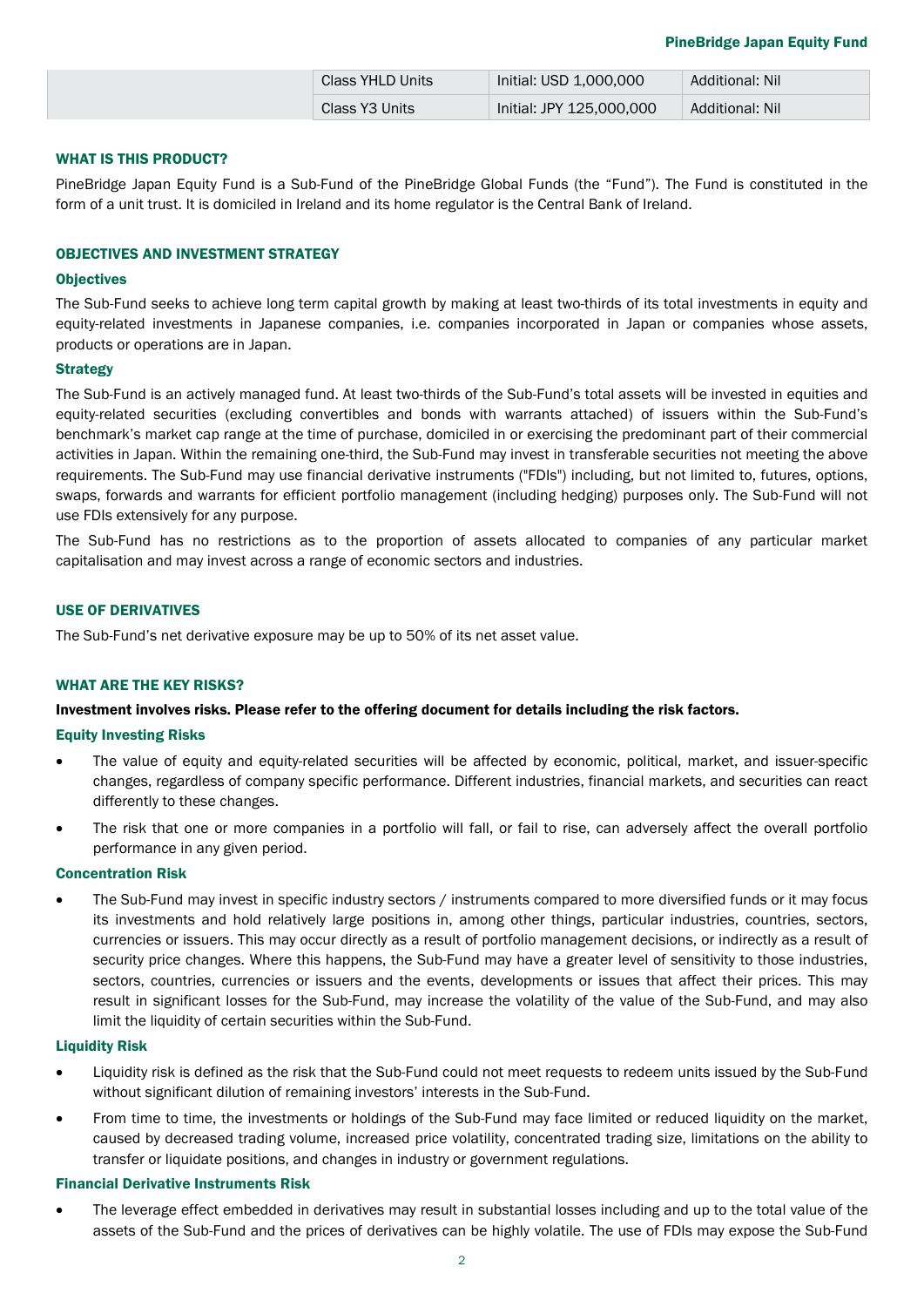| | | | |
|---|---|---|---|
| | Class YHLD Units | Initial: USD 1,000,000 | Additional: Nil |
| | Class Y3 Units | Initial: JPY 125,000,000 | Additional: Nil |

### WHAT IS THIS PRODUCT?

PineBridge Japan Equity Fund is a Sub-Fund of the PineBridge Global Funds (the "Fund"). The Fund is constituted in the form of a unit trust. It is domiciled in Ireland and its home regulator is the Central Bank of Ireland.

### OBJECTIVES AND INVESTMENT STRATEGY

#### Objectives

The Sub-Fund seeks to achieve long term capital growth by making at least two-thirds of its total investments in equity and equity-related investments in Japanese companies, i.e. companies incorporated in Japan or companies whose assets, products or operations are in Japan.

#### Strategy

The Sub-Fund is an actively managed fund. At least two-thirds of the Sub-Fund's total assets will be invested in equities and equity-related securities (excluding convertibles and bonds with warrants attached) of issuers within the Sub-Fund's benchmark's market cap range at the time of purchase, domiciled in or exercising the predominant part of their commercial activities in Japan. Within the remaining one-third, the Sub-Fund may invest in transferable securities not meeting the above requirements. The Sub-Fund may use financial derivative instruments ("FDIs") including, but not limited to, futures, options, swaps, forwards and warrants for efficient portfolio management (including hedging) purposes only. The Sub-Fund will not use FDIs extensively for any purpose.

The Sub-Fund has no restrictions as to the proportion of assets allocated to companies of any particular market capitalisation and may invest across a range of economic sectors and industries.

### USE OF DERIVATIVES

The Sub-Fund's net derivative exposure may be up to 50% of its net asset value.

### WHAT ARE THE KEY RISKS?

**Investment involves risks. Please refer to the offering document for details including the risk factors.**

#### Equity Investing Risks

- The value of equity and equity-related securities will be affected by economic, political, market, and issuer-specific changes, regardless of company specific performance. Different industries, financial markets, and securities can react differently to these changes.
- The risk that one or more companies in a portfolio will fall, or fail to rise, can adversely affect the overall portfolio performance in any given period.

#### Concentration Risk

- The Sub-Fund may invest in specific industry sectors / instruments compared to more diversified funds or it may focus its investments and hold relatively large positions in, among other things, particular industries, countries, sectors, currencies or issuers. This may occur directly as a result of portfolio management decisions, or indirectly as a result of security price changes. Where this happens, the Sub-Fund may have a greater level of sensitivity to those industries, sectors, countries, currencies or issuers and the events, developments or issues that affect their prices. This may result in significant losses for the Sub-Fund, may increase the volatility of the value of the Sub-Fund, and may also limit the liquidity of certain securities within the Sub-Fund.

#### Liquidity Risk

- Liquidity risk is defined as the risk that the Sub-Fund could not meet requests to redeem units issued by the Sub-Fund without significant dilution of remaining investors' interests in the Sub-Fund.
- From time to time, the investments or holdings of the Sub-Fund may face limited or reduced liquidity on the market, caused by decreased trading volume, increased price volatility, concentrated trading size, limitations on the ability to transfer or liquidate positions, and changes in industry or government regulations.

#### Financial Derivative Instruments Risk

- The leverage effect embedded in derivatives may result in substantial losses including and up to the total value of the assets of the Sub-Fund and the prices of derivatives can be highly volatile. The use of FDIs may expose the Sub-Fund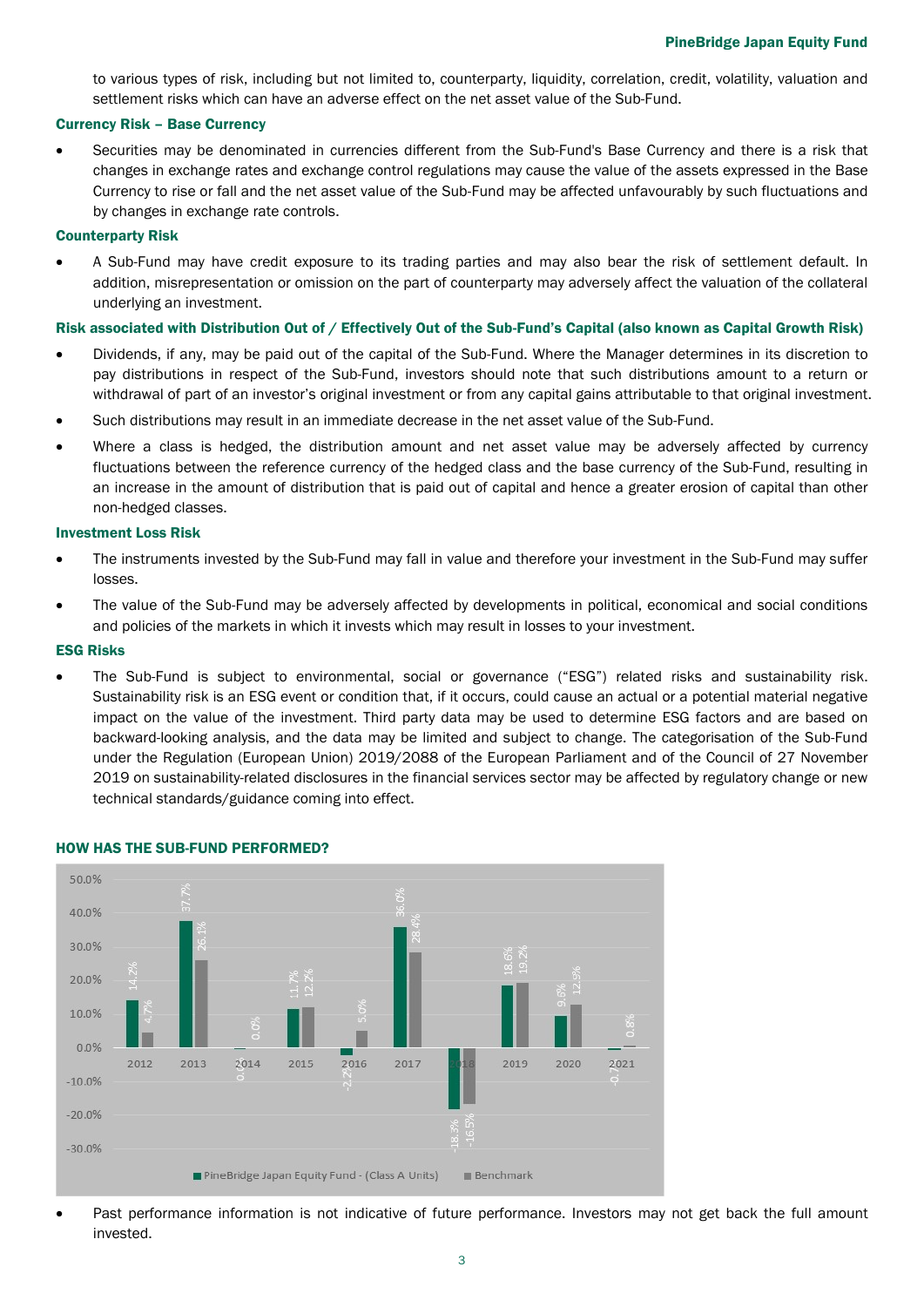to various types of risk, including but not limited to, counterparty, liquidity, correlation, credit, volatility, valuation and settlement risks which can have an adverse effect on the net asset value of the Sub-Fund.

**Currency Risk – Base Currency**

- Securities may be denominated in currencies different from the Sub-Fund's Base Currency and there is a risk that changes in exchange rates and exchange control regulations may cause the value of the assets expressed in the Base Currency to rise or fall and the net asset value of the Sub-Fund may be affected unfavourably by such fluctuations and by changes in exchange rate controls.

**Counterparty Risk**

- A Sub-Fund may have credit exposure to its trading parties and may also bear the risk of settlement default. In addition, misrepresentation or omission on the part of counterparty may adversely affect the valuation of the collateral underlying an investment.

**Risk associated with Distribution Out of / Effectively Out of the Sub-Fund's Capital (also known as Capital Growth Risk)**

- Dividends, if any, may be paid out of the capital of the Sub-Fund. Where the Manager determines in its discretion to pay distributions in respect of the Sub-Fund, investors should note that such distributions amount to a return or withdrawal of part of an investor's original investment or from any capital gains attributable to that original investment.
- Such distributions may result in an immediate decrease in the net asset value of the Sub-Fund.
- Where a class is hedged, the distribution amount and net asset value may be adversely affected by currency fluctuations between the reference currency of the hedged class and the base currency of the Sub-Fund, resulting in an increase in the amount of distribution that is paid out of capital and hence a greater erosion of capital than other non-hedged classes.

**Investment Loss Risk**

- The instruments invested by the Sub-Fund may fall in value and therefore your investment in the Sub-Fund may suffer losses.
- The value of the Sub-Fund may be adversely affected by developments in political, economical and social conditions and policies of the markets in which it invests which may result in losses to your investment.

**ESG Risks**

- The Sub-Fund is subject to environmental, social or governance ("ESG") related risks and sustainability risk. Sustainability risk is an ESG event or condition that, if it occurs, could cause an actual or a potential material negative impact on the value of the investment. Third party data may be used to determine ESG factors and are based on backward-looking analysis, and the data may be limited and subject to change. The categorisation of the Sub-Fund under the Regulation (European Union) 2019/2088 of the European Parliament and of the Council of 27 November 2019 on sustainability-related disclosures in the financial services sector may be affected by regulatory change or new technical standards/guidance coming into effect.

## HOW HAS THE SUB-FUND PERFORMED?

| Year | PineBridge Japan Equity Fund - (Class A Units) | Benchmark |
|---|---|---|
| 2012 | 14.2% | 4.7% |
| 2013 | 37.7% | 26.1% |
| 2014 | -0.1% | 0.0% |
| 2015 | 11.7% | 12.2% |
| 2016 | -2.2% | 5.0% |
| 2017 | 36.0% | 28.4% |
| 2018 | -18.3% | -16.5% |
| 2019 | 18.6% | 19.2% |
| 2020 | 9.6% | 12.9% |
| 2021 | -0.7% | 0.8% |

- Past performance information is not indicative of future performance. Investors may not get back the full amount invested.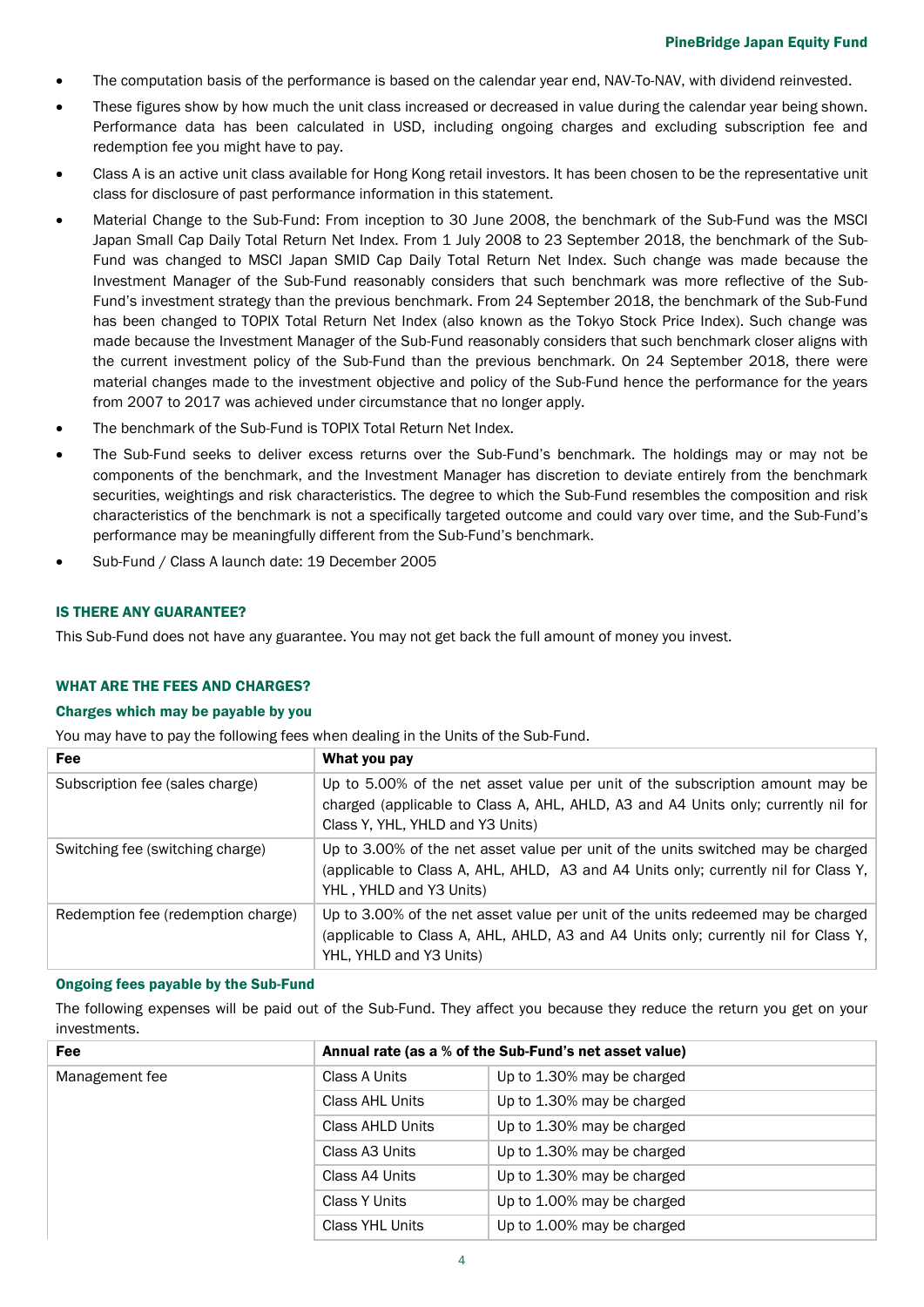- The computation basis of the performance is based on the calendar year end, NAV-To-NAV, with dividend reinvested.
- These figures show by how much the unit class increased or decreased in value during the calendar year being shown. Performance data has been calculated in USD, including ongoing charges and excluding subscription fee and redemption fee you might have to pay.
- Class A is an active unit class available for Hong Kong retail investors. It has been chosen to be the representative unit class for disclosure of past performance information in this statement.
- Material Change to the Sub-Fund: From inception to 30 June 2008, the benchmark of the Sub-Fund was the MSCI Japan Small Cap Daily Total Return Net Index. From 1 July 2008 to 23 September 2018, the benchmark of the Sub-Fund was changed to MSCI Japan SMID Cap Daily Total Return Net Index. Such change was made because the Investment Manager of the Sub-Fund reasonably considers that such benchmark was more reflective of the Sub-Fund's investment strategy than the previous benchmark. From 24 September 2018, the benchmark of the Sub-Fund has been changed to TOPIX Total Return Net Index (also known as the Tokyo Stock Price Index). Such change was made because the Investment Manager of the Sub-Fund reasonably considers that such benchmark closer aligns with the current investment policy of the Sub-Fund than the previous benchmark. On 24 September 2018, there were material changes made to the investment objective and policy of the Sub-Fund hence the performance for the years from 2007 to 2017 was achieved under circumstance that no longer apply.
- The benchmark of the Sub-Fund is TOPIX Total Return Net Index.
- The Sub-Fund seeks to deliver excess returns over the Sub-Fund's benchmark. The holdings may or may not be components of the benchmark, and the Investment Manager has discretion to deviate entirely from the benchmark securities, weightings and risk characteristics. The degree to which the Sub-Fund resembles the composition and risk characteristics of the benchmark is not a specifically targeted outcome and could vary over time, and the Sub-Fund's performance may be meaningfully different from the Sub-Fund's benchmark.
- Sub-Fund / Class A launch date: 19 December 2005

## IS THERE ANY GUARANTEE?

This Sub-Fund does not have any guarantee. You may not get back the full amount of money you invest.

## WHAT ARE THE FEES AND CHARGES?

### Charges which may be payable by you

You may have to pay the following fees when dealing in the Units of the Sub-Fund.

| Fee | What you pay |
|---|---|
| Subscription fee (sales charge) | Up to 5.00% of the net asset value per unit of the subscription amount may be charged (applicable to Class A, AHL, AHLD, A3 and A4 Units only; currently nil for Class Y, YHL, YHLD and Y3 Units) |
| Switching fee (switching charge) | Up to 3.00% of the net asset value per unit of the units switched may be charged (applicable to Class A, AHL, AHLD, A3 and A4 Units only; currently nil for Class Y, YHL , YHLD and Y3 Units) |
| Redemption fee (redemption charge) | Up to 3.00% of the net asset value per unit of the units redeemed may be charged (applicable to Class A, AHL, AHLD, A3 and A4 Units only; currently nil for Class Y, YHL, YHLD and Y3 Units) |

### Ongoing fees payable by the Sub-Fund

The following expenses will be paid out of the Sub-Fund. They affect you because they reduce the return you get on your investments.

| Fee | Annual rate (as a % of the Sub-Fund's net asset value) | |
|---|---|---|
| Management fee | Class A Units | Up to 1.30% may be charged |
| | Class AHL Units | Up to 1.30% may be charged |
| | Class AHLD Units | Up to 1.30% may be charged |
| | Class A3 Units | Up to 1.30% may be charged |
| | Class A4 Units | Up to 1.30% may be charged |
| | Class Y Units | Up to 1.00% may be charged |
| | Class YHL Units | Up to 1.00% may be charged |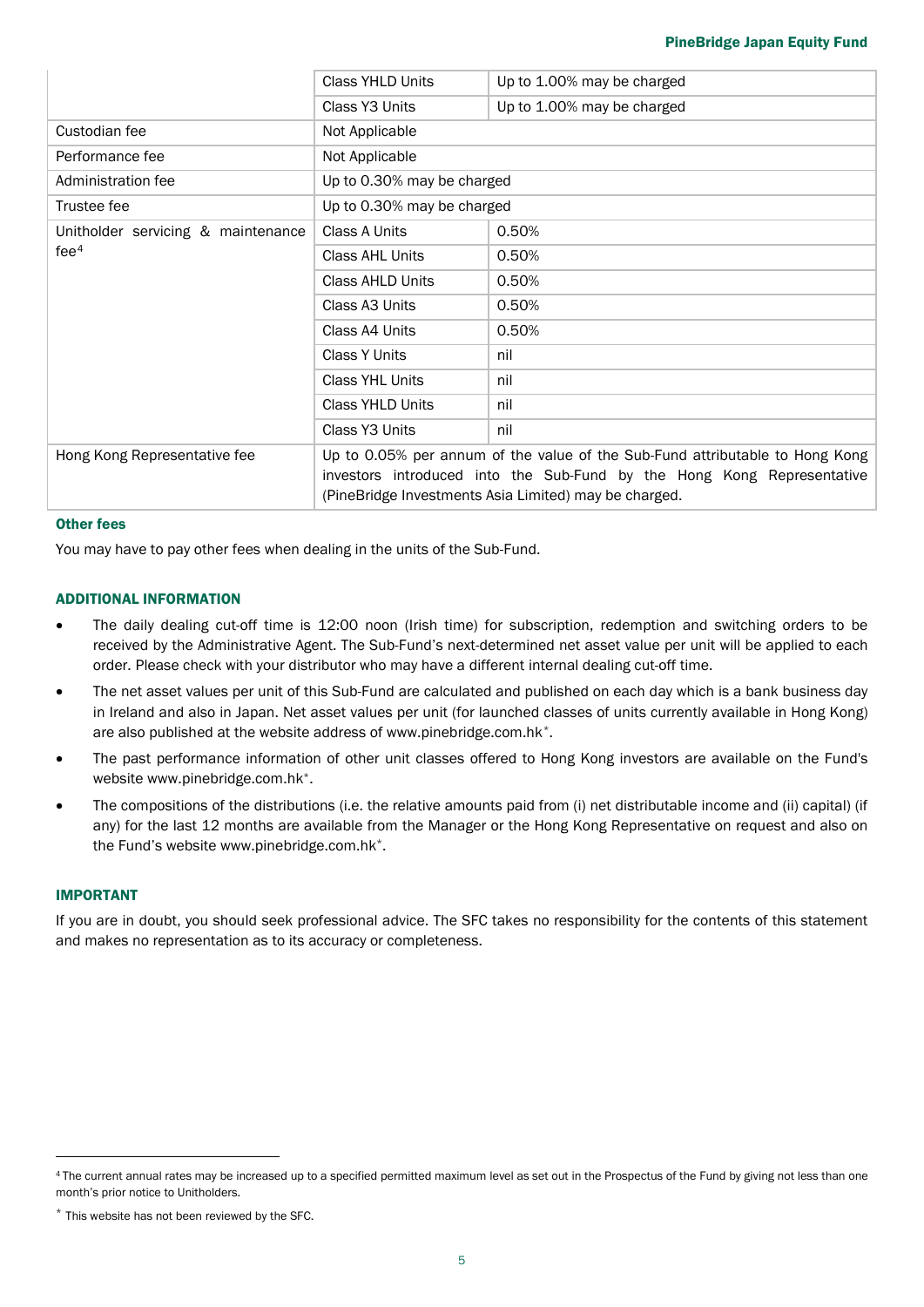| | | |
|---|---|---|
| | Class YHLD Units | Up to 1.00% may be charged |
| | Class Y3 Units | Up to 1.00% may be charged |
| Custodian fee | Not Applicable | |
| Performance fee | Not Applicable | |
| Administration fee | Up to 0.30% may be charged | |
| Trustee fee | Up to 0.30% may be charged | |
| Unitholder servicing & maintenance fee[4] | Class A Units | 0.50% |
| | Class AHL Units | 0.50% |
| | Class AHLD Units | 0.50% |
| | Class A3 Units | 0.50% |
| | Class A4 Units | 0.50% |
| | Class Y Units | nil |
| | Class YHL Units | nil |
| | Class YHLD Units | nil |
| | Class Y3 Units | nil |
| Hong Kong Representative fee | Up to 0.05% per annum of the value of the Sub-Fund attributable to Hong Kong investors introduced into the Sub-Fund by the Hong Kong Representative (PineBridge Investments Asia Limited) may be charged. | |

### Other fees

You may have to pay other fees when dealing in the units of the Sub-Fund.

## ADDITIONAL INFORMATION

- The daily dealing cut-off time is 12:00 noon (Irish time) for subscription, redemption and switching orders to be received by the Administrative Agent. The Sub-Fund's next-determined net asset value per unit will be applied to each order. Please check with your distributor who may have a different internal dealing cut-off time.
- The net asset values per unit of this Sub-Fund are calculated and published on each day which is a bank business day in Ireland and also in Japan. Net asset values per unit (for launched classes of units currently available in Hong Kong) are also published at the website address of www.pinebridge.com.hk*.
- The past performance information of other unit classes offered to Hong Kong investors are available on the Fund's website www.pinebridge.com.hk*.
- The compositions of the distributions (i.e. the relative amounts paid from (i) net distributable income and (ii) capital) (if any) for the last 12 months are available from the Manager or the Hong Kong Representative on request and also on the Fund's website www.pinebridge.com.hk*.

## IMPORTANT

If you are in doubt, you should seek professional advice. The SFC takes no responsibility for the contents of this statement and makes no representation as to its accuracy or completeness.

[4] The current annual rates may be increased up to a specified permitted maximum level as set out in the Prospectus of the Fund by giving not less than one month's prior notice to Unitholders.

* This website has not been reviewed by the SFC.